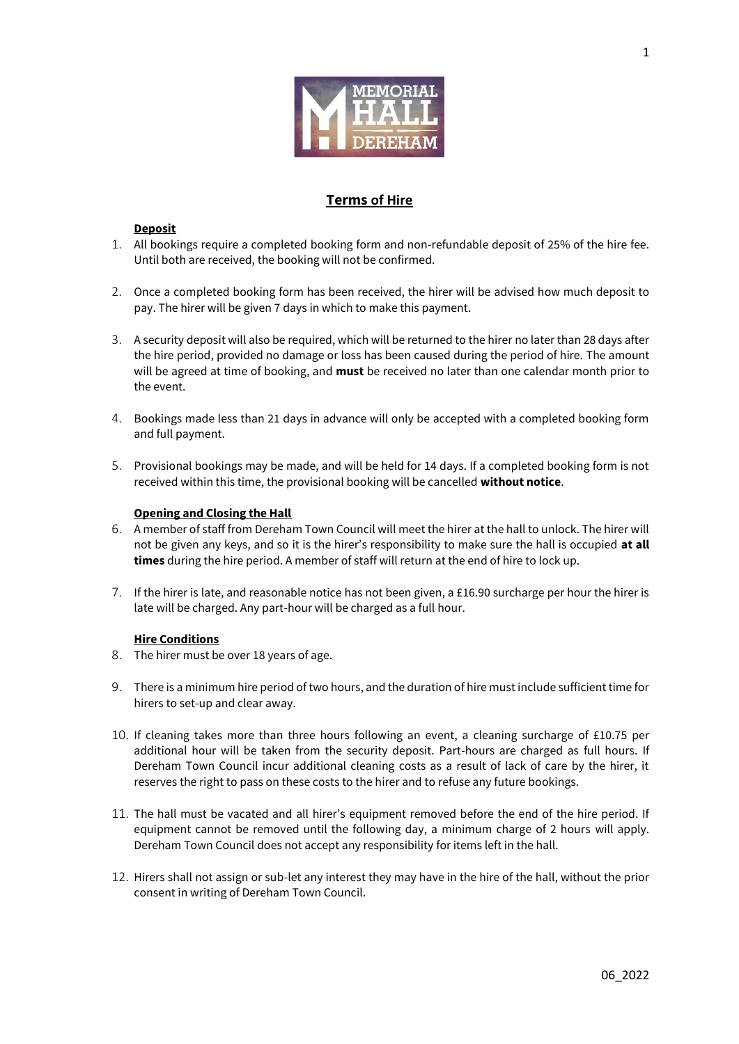# Terms of Hire

### Deposit

1. All bookings require a completed booking form and non-refundable deposit of 25% of the hire fee. Until both are received, the booking will not be confirmed.

2. Once a completed booking form has been received, the hirer will be advised how much deposit to pay. The hirer will be given 7 days in which to make this payment.

3. A security deposit will also be required, which will be returned to the hirer no later than 28 days after the hire period, provided no damage or loss has been caused during the period of hire. The amount will be agreed at time of booking, and **must** be received no later than one calendar month prior to the event.

4. Bookings made less than 21 days in advance will only be accepted with a completed booking form and full payment.

5. Provisional bookings may be made, and will be held for 14 days. If a completed booking form is not received within this time, the provisional booking will be cancelled **without notice**.

### Opening and Closing the Hall

6. A member of staff from Dereham Town Council will meet the hirer at the hall to unlock. The hirer will not be given any keys, and so it is the hirer's responsibility to make sure the hall is occupied **at all times** during the hire period. A member of staff will return at the end of hire to lock up.

7. If the hirer is late, and reasonable notice has not been given, a £16.90 surcharge per hour the hirer is late will be charged. Any part-hour will be charged as a full hour.

### Hire Conditions

8. The hirer must be over 18 years of age.

9. There is a minimum hire period of two hours, and the duration of hire must include sufficient time for hirers to set-up and clear away.

10. If cleaning takes more than three hours following an event, a cleaning surcharge of £10.75 per additional hour will be taken from the security deposit. Part-hours are charged as full hours. If Dereham Town Council incur additional cleaning costs as a result of lack of care by the hirer, it reserves the right to pass on these costs to the hirer and to refuse any future bookings.

11. The hall must be vacated and all hirer's equipment removed before the end of the hire period. If equipment cannot be removed until the following day, a minimum charge of 2 hours will apply. Dereham Town Council does not accept any responsibility for items left in the hall.

12. Hirers shall not assign or sub-let any interest they may have in the hire of the hall, without the prior consent in writing of Dereham Town Council.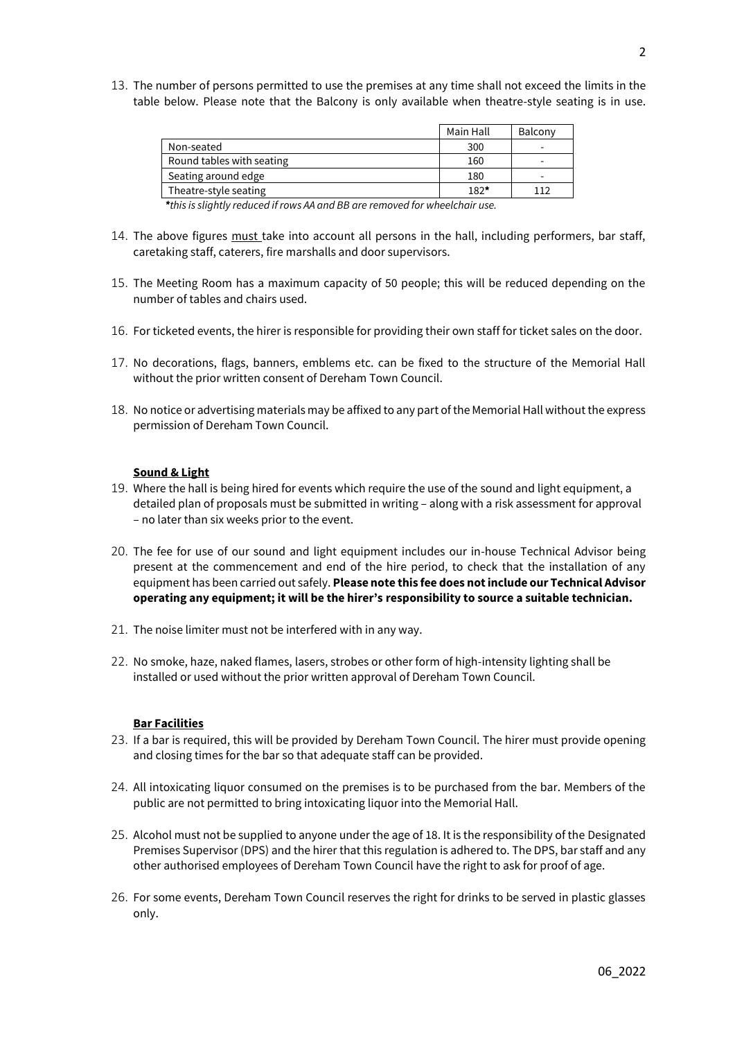13. The number of persons permitted to use the premises at any time shall not exceed the limits in the table below. Please note that the Balcony is only available when theatre-style seating is in use.

| | Main Hall | Balcony |
|---|---|---|
| Non-seated | 300 | - |
| Round tables with seating | 160 | - |
| Seating around edge | 180 | - |
| Theatre-style seating | 182* | 112 |

**\***_this is slightly reduced if rows AA and BB are removed for wheelchair use._

14. The above figures <u>must</u> take into account all persons in the hall, including performers, bar staff, caretaking staff, caterers, fire marshalls and door supervisors.

15. The Meeting Room has a maximum capacity of 50 people; this will be reduced depending on the number of tables and chairs used.

16. For ticketed events, the hirer is responsible for providing their own staff for ticket sales on the door.

17. No decorations, flags, banners, emblems etc. can be fixed to the structure of the Memorial Hall without the prior written consent of Dereham Town Council.

18. No notice or advertising materials may be affixed to any part of the Memorial Hall without the express permission of Dereham Town Council.

**<u>Sound & Light</u>**

19. Where the hall is being hired for events which require the use of the sound and light equipment, a detailed plan of proposals must be submitted in writing – along with a risk assessment for approval – no later than six weeks prior to the event.

20. The fee for use of our sound and light equipment includes our in-house Technical Advisor being present at the commencement and end of the hire period, to check that the installation of any equipment has been carried out safely. **Please note this fee does not include our Technical Advisor operating any equipment; it will be the hirer's responsibility to source a suitable technician.**

21. The noise limiter must not be interfered with in any way.

22. No smoke, haze, naked flames, lasers, strobes or other form of high-intensity lighting shall be installed or used without the prior written approval of Dereham Town Council.

**<u>Bar Facilities</u>**

23. If a bar is required, this will be provided by Dereham Town Council. The hirer must provide opening and closing times for the bar so that adequate staff can be provided.

24. All intoxicating liquor consumed on the premises is to be purchased from the bar. Members of the public are not permitted to bring intoxicating liquor into the Memorial Hall.

25. Alcohol must not be supplied to anyone under the age of 18. It is the responsibility of the Designated Premises Supervisor (DPS) and the hirer that this regulation is adhered to. The DPS, bar staff and any other authorised employees of Dereham Town Council have the right to ask for proof of age.

26. For some events, Dereham Town Council reserves the right for drinks to be served in plastic glasses only.

06_2022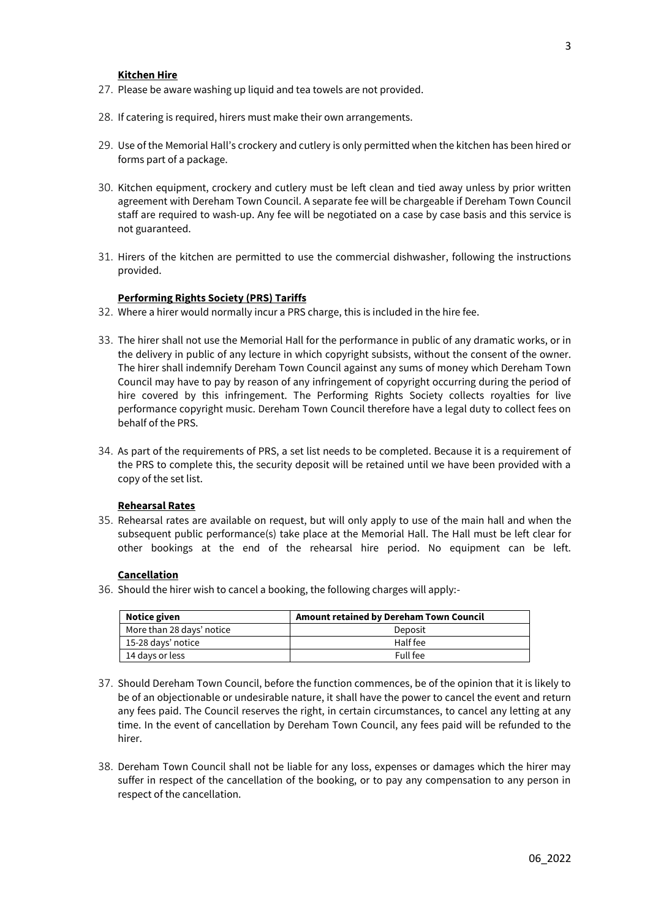**Kitchen Hire**

27. Please be aware washing up liquid and tea towels are not provided.

28. If catering is required, hirers must make their own arrangements.

29. Use of the Memorial Hall's crockery and cutlery is only permitted when the kitchen has been hired or forms part of a package.

30. Kitchen equipment, crockery and cutlery must be left clean and tied away unless by prior written agreement with Dereham Town Council. A separate fee will be chargeable if Dereham Town Council staff are required to wash-up. Any fee will be negotiated on a case by case basis and this service is not guaranteed.

31. Hirers of the kitchen are permitted to use the commercial dishwasher, following the instructions provided.

**Performing Rights Society (PRS) Tariffs**

32. Where a hirer would normally incur a PRS charge, this is included in the hire fee.

33. The hirer shall not use the Memorial Hall for the performance in public of any dramatic works, or in the delivery in public of any lecture in which copyright subsists, without the consent of the owner. The hirer shall indemnify Dereham Town Council against any sums of money which Dereham Town Council may have to pay by reason of any infringement of copyright occurring during the period of hire covered by this infringement. The Performing Rights Society collects royalties for live performance copyright music. Dereham Town Council therefore have a legal duty to collect fees on behalf of the PRS.

34. As part of the requirements of PRS, a set list needs to be completed. Because it is a requirement of the PRS to complete this, the security deposit will be retained until we have been provided with a copy of the set list.

**Rehearsal Rates**

35. Rehearsal rates are available on request, but will only apply to use of the main hall and when the subsequent public performance(s) take place at the Memorial Hall. The Hall must be left clear for other bookings at the end of the rehearsal hire period. No equipment can be left.

**Cancellation**

36. Should the hirer wish to cancel a booking, the following charges will apply:-

| Notice given | Amount retained by Dereham Town Council |
|---|---|
| More than 28 days' notice | Deposit |
| 15-28 days' notice | Half fee |
| 14 days or less | Full fee |

37. Should Dereham Town Council, before the function commences, be of the opinion that it is likely to be of an objectionable or undesirable nature, it shall have the power to cancel the event and return any fees paid. The Council reserves the right, in certain circumstances, to cancel any letting at any time. In the event of cancellation by Dereham Town Council, any fees paid will be refunded to the hirer.

38. Dereham Town Council shall not be liable for any loss, expenses or damages which the hirer may suffer in respect of the cancellation of the booking, or to pay any compensation to any person in respect of the cancellation.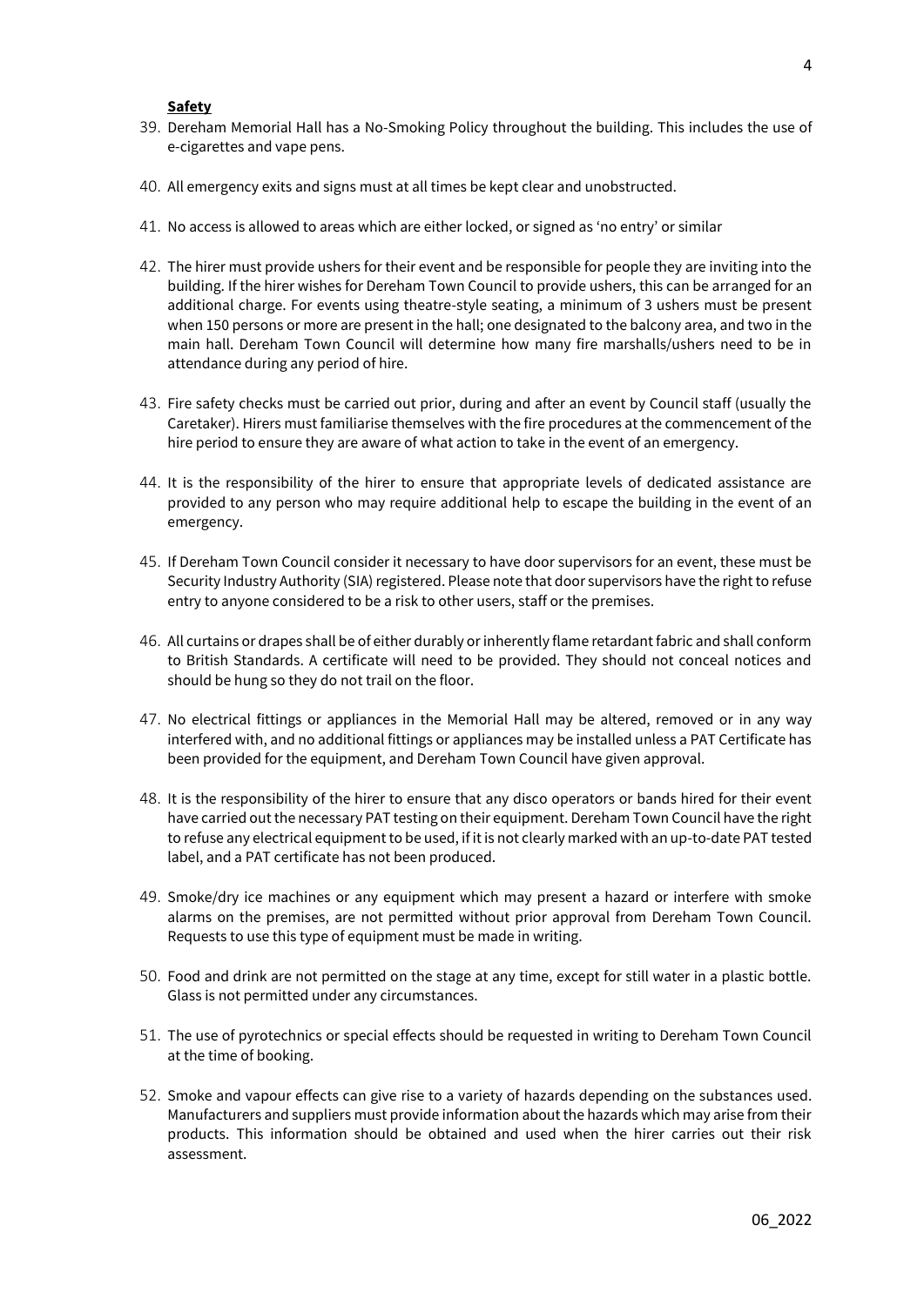**Safety**

39. Dereham Memorial Hall has a No-Smoking Policy throughout the building. This includes the use of e-cigarettes and vape pens.

40. All emergency exits and signs must at all times be kept clear and unobstructed.

41. No access is allowed to areas which are either locked, or signed as 'no entry' or similar

42. The hirer must provide ushers for their event and be responsible for people they are inviting into the building. If the hirer wishes for Dereham Town Council to provide ushers, this can be arranged for an additional charge. For events using theatre-style seating, a minimum of 3 ushers must be present when 150 persons or more are present in the hall; one designated to the balcony area, and two in the main hall. Dereham Town Council will determine how many fire marshalls/ushers need to be in attendance during any period of hire.

43. Fire safety checks must be carried out prior, during and after an event by Council staff (usually the Caretaker). Hirers must familiarise themselves with the fire procedures at the commencement of the hire period to ensure they are aware of what action to take in the event of an emergency.

44. It is the responsibility of the hirer to ensure that appropriate levels of dedicated assistance are provided to any person who may require additional help to escape the building in the event of an emergency.

45. If Dereham Town Council consider it necessary to have door supervisors for an event, these must be Security Industry Authority (SIA) registered. Please note that door supervisors have the right to refuse entry to anyone considered to be a risk to other users, staff or the premises.

46. All curtains or drapes shall be of either durably or inherently flame retardant fabric and shall conform to British Standards. A certificate will need to be provided. They should not conceal notices and should be hung so they do not trail on the floor.

47. No electrical fittings or appliances in the Memorial Hall may be altered, removed or in any way interfered with, and no additional fittings or appliances may be installed unless a PAT Certificate has been provided for the equipment, and Dereham Town Council have given approval.

48. It is the responsibility of the hirer to ensure that any disco operators or bands hired for their event have carried out the necessary PAT testing on their equipment. Dereham Town Council have the right to refuse any electrical equipment to be used, if it is not clearly marked with an up-to-date PAT tested label, and a PAT certificate has not been produced.

49. Smoke/dry ice machines or any equipment which may present a hazard or interfere with smoke alarms on the premises, are not permitted without prior approval from Dereham Town Council. Requests to use this type of equipment must be made in writing.

50. Food and drink are not permitted on the stage at any time, except for still water in a plastic bottle. Glass is not permitted under any circumstances.

51. The use of pyrotechnics or special effects should be requested in writing to Dereham Town Council at the time of booking.

52. Smoke and vapour effects can give rise to a variety of hazards depending on the substances used. Manufacturers and suppliers must provide information about the hazards which may arise from their products. This information should be obtained and used when the hirer carries out their risk assessment.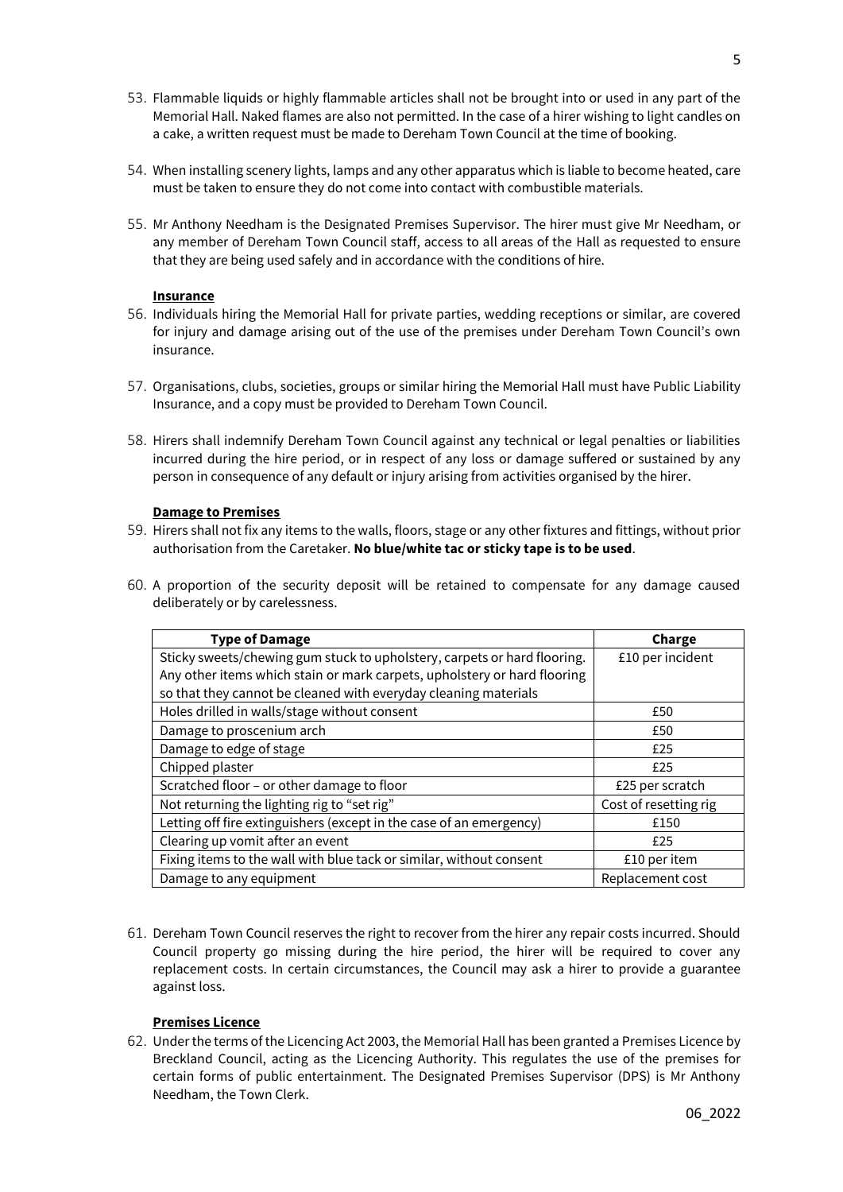53. Flammable liquids or highly flammable articles shall not be brought into or used in any part of the Memorial Hall. Naked flames are also not permitted. In the case of a hirer wishing to light candles on a cake, a written request must be made to Dereham Town Council at the time of booking.

54. When installing scenery lights, lamps and any other apparatus which is liable to become heated, care must be taken to ensure they do not come into contact with combustible materials.

55. Mr Anthony Needham is the Designated Premises Supervisor. The hirer must give Mr Needham, or any member of Dereham Town Council staff, access to all areas of the Hall as requested to ensure that they are being used safely and in accordance with the conditions of hire.

**Insurance**

56. Individuals hiring the Memorial Hall for private parties, wedding receptions or similar, are covered for injury and damage arising out of the use of the premises under Dereham Town Council's own insurance.

57. Organisations, clubs, societies, groups or similar hiring the Memorial Hall must have Public Liability Insurance, and a copy must be provided to Dereham Town Council.

58. Hirers shall indemnify Dereham Town Council against any technical or legal penalties or liabilities incurred during the hire period, or in respect of any loss or damage suffered or sustained by any person in consequence of any default or injury arising from activities organised by the hirer.

**Damage to Premises**

59. Hirers shall not fix any items to the walls, floors, stage or any other fixtures and fittings, without prior authorisation from the Caretaker. **No blue/white tac or sticky tape is to be used**.

60. A proportion of the security deposit will be retained to compensate for any damage caused deliberately or by carelessness.

| Type of Damage | Charge |
|---|---|
| Sticky sweets/chewing gum stuck to upholstery, carpets or hard flooring. Any other items which stain or mark carpets, upholstery or hard flooring so that they cannot be cleaned with everyday cleaning materials | £10 per incident |
| Holes drilled in walls/stage without consent | £50 |
| Damage to proscenium arch | £50 |
| Damage to edge of stage | £25 |
| Chipped plaster | £25 |
| Scratched floor – or other damage to floor | £25 per scratch |
| Not returning the lighting rig to "set rig" | Cost of resetting rig |
| Letting off fire extinguishers (except in the case of an emergency) | £150 |
| Clearing up vomit after an event | £25 |
| Fixing items to the wall with blue tack or similar, without consent | £10 per item |
| Damage to any equipment | Replacement cost |

61. Dereham Town Council reserves the right to recover from the hirer any repair costs incurred. Should Council property go missing during the hire period, the hirer will be required to cover any replacement costs. In certain circumstances, the Council may ask a hirer to provide a guarantee against loss.

**Premises Licence**

62. Under the terms of the Licencing Act 2003, the Memorial Hall has been granted a Premises Licence by Breckland Council, acting as the Licencing Authority. This regulates the use of the premises for certain forms of public entertainment. The Designated Premises Supervisor (DPS) is Mr Anthony Needham, the Town Clerk.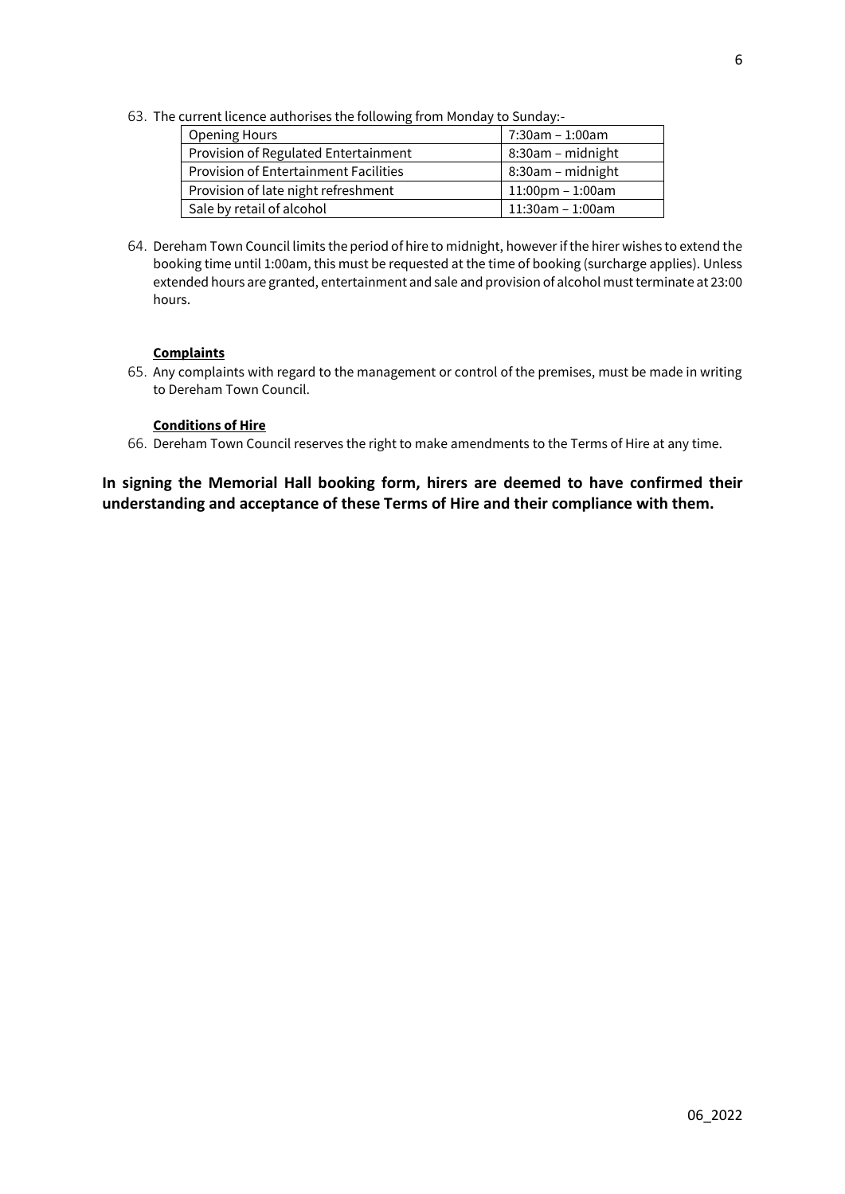63. The current licence authorises the following from Monday to Sunday:-

| | |
|---|---|
| Opening Hours | 7:30am – 1:00am |
| Provision of Regulated Entertainment | 8:30am – midnight |
| Provision of Entertainment Facilities | 8:30am – midnight |
| Provision of late night refreshment | 11:00pm – 1:00am |
| Sale by retail of alcohol | 11:30am – 1:00am |

64. Dereham Town Council limits the period of hire to midnight, however if the hirer wishes to extend the booking time until 1:00am, this must be requested at the time of booking (surcharge applies). Unless extended hours are granted, entertainment and sale and provision of alcohol must terminate at 23:00 hours.

**Complaints**

65. Any complaints with regard to the management or control of the premises, must be made in writing to Dereham Town Council.

**Conditions of Hire**

66. Dereham Town Council reserves the right to make amendments to the Terms of Hire at any time.

**In signing the Memorial Hall booking form, hirers are deemed to have confirmed their understanding and acceptance of these Terms of Hire and their compliance with them.**

06_2022